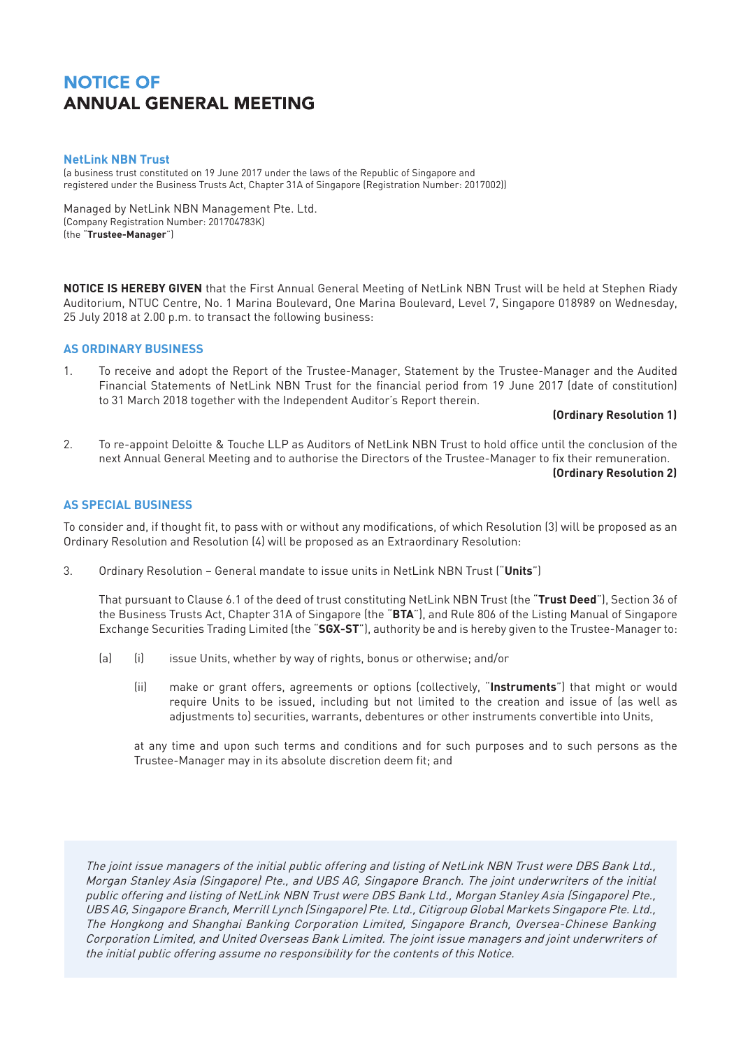# NOTICE OF ANNUAL GENERAL MEETING

**NetLink NBN Trust**
(a business trust constituted on 19 June 2017 under the laws of the Republic of Singapore and registered under the Business Trusts Act, Chapter 31A of Singapore (Registration Number: 2017002))

Managed by NetLink NBN Management Pte. Ltd.
(Company Registration Number: 201704783K)
(the "**Trustee-Manager**")

**NOTICE IS HEREBY GIVEN** that the First Annual General Meeting of NetLink NBN Trust will be held at Stephen Riady Auditorium, NTUC Centre, No. 1 Marina Boulevard, One Marina Boulevard, Level 7, Singapore 018989 on Wednesday, 25 July 2018 at 2.00 p.m. to transact the following business:

## AS ORDINARY BUSINESS

1. To receive and adopt the Report of the Trustee-Manager, Statement by the Trustee-Manager and the Audited Financial Statements of NetLink NBN Trust for the financial period from 19 June 2017 (date of constitution) to 31 March 2018 together with the Independent Auditor's Report therein.

   **(Ordinary Resolution 1)**

2. To re-appoint Deloitte & Touche LLP as Auditors of NetLink NBN Trust to hold office until the conclusion of the next Annual General Meeting and to authorise the Directors of the Trustee-Manager to fix their remuneration.

   **(Ordinary Resolution 2)**

## AS SPECIAL BUSINESS

To consider and, if thought fit, to pass with or without any modifications, of which Resolution (3) will be proposed as an Ordinary Resolution and Resolution (4) will be proposed as an Extraordinary Resolution:

3. Ordinary Resolution – General mandate to issue units in NetLink NBN Trust ("**Units**")

   That pursuant to Clause 6.1 of the deed of trust constituting NetLink NBN Trust (the "**Trust Deed**"), Section 36 of the Business Trusts Act, Chapter 31A of Singapore (the "**BTA**"), and Rule 806 of the Listing Manual of Singapore Exchange Securities Trading Limited (the "**SGX-ST**"), authority be and is hereby given to the Trustee-Manager to:

   (a) (i) issue Units, whether by way of rights, bonus or otherwise; and/or

   (ii) make or grant offers, agreements or options (collectively, "**Instruments**") that might or would require Units to be issued, including but not limited to the creation and issue of (as well as adjustments to) securities, warrants, debentures or other instruments convertible into Units,

   at any time and upon such terms and conditions and for such purposes and to such persons as the Trustee-Manager may in its absolute discretion deem fit; and

*The joint issue managers of the initial public offering and listing of NetLink NBN Trust were DBS Bank Ltd., Morgan Stanley Asia (Singapore) Pte., and UBS AG, Singapore Branch. The joint underwriters of the initial public offering and listing of NetLink NBN Trust were DBS Bank Ltd., Morgan Stanley Asia (Singapore) Pte., UBS AG, Singapore Branch, Merrill Lynch (Singapore) Pte. Ltd., Citigroup Global Markets Singapore Pte. Ltd., The Hongkong and Shanghai Banking Corporation Limited, Singapore Branch, Oversea-Chinese Banking Corporation Limited, and United Overseas Bank Limited. The joint issue managers and joint underwriters of the initial public offering assume no responsibility for the contents of this Notice.*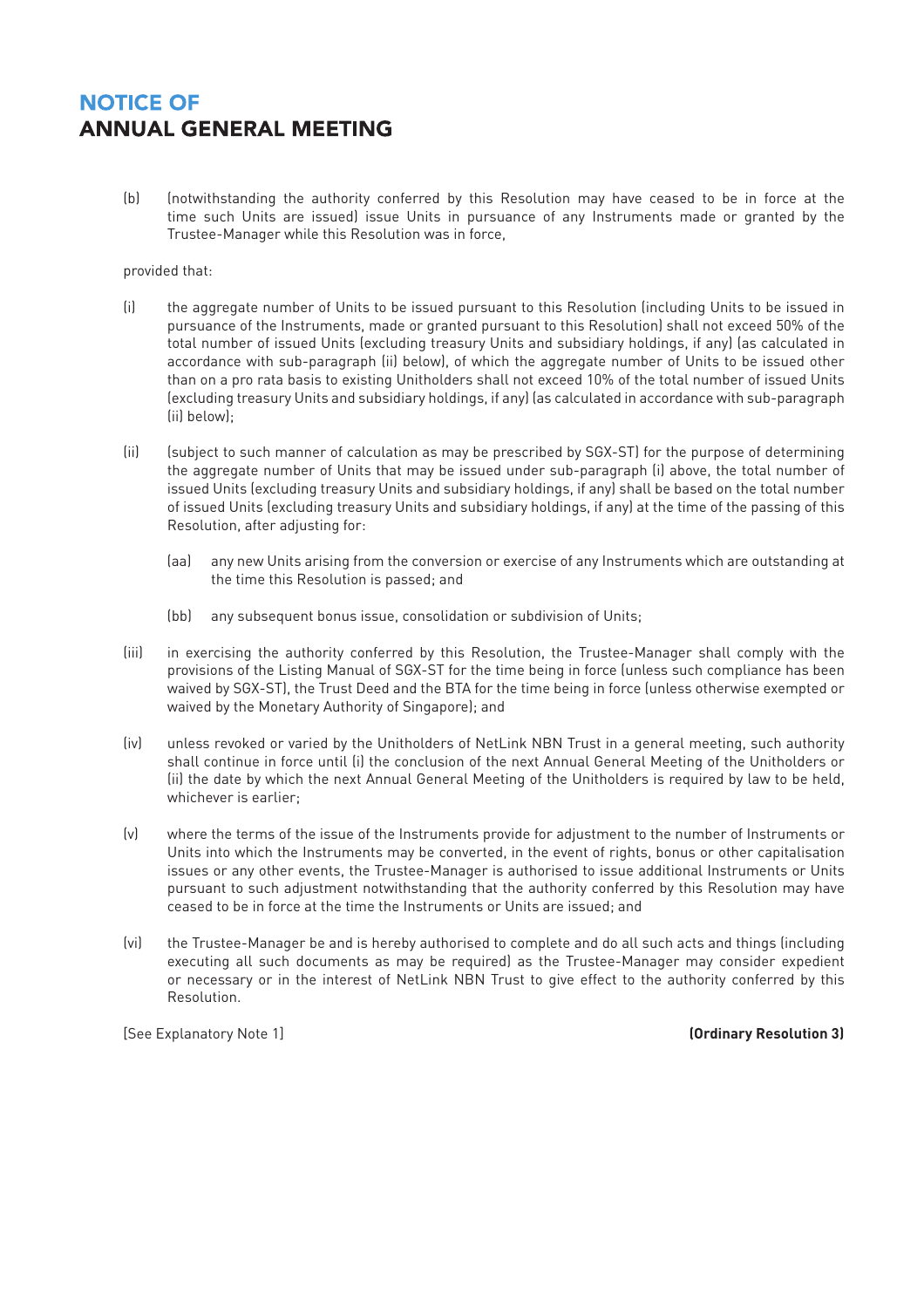(b) (notwithstanding the authority conferred by this Resolution may have ceased to be in force at the time such Units are issued) issue Units in pursuance of any Instruments made or granted by the Trustee-Manager while this Resolution was in force,

provided that:

(i) the aggregate number of Units to be issued pursuant to this Resolution (including Units to be issued in pursuance of the Instruments, made or granted pursuant to this Resolution) shall not exceed 50% of the total number of issued Units (excluding treasury Units and subsidiary holdings, if any) (as calculated in accordance with sub-paragraph (ii) below), of which the aggregate number of Units to be issued other than on a pro rata basis to existing Unitholders shall not exceed 10% of the total number of issued Units (excluding treasury Units and subsidiary holdings, if any) (as calculated in accordance with sub-paragraph (ii) below);

(ii) (subject to such manner of calculation as may be prescribed by SGX-ST) for the purpose of determining the aggregate number of Units that may be issued under sub-paragraph (i) above, the total number of issued Units (excluding treasury Units and subsidiary holdings, if any) shall be based on the total number of issued Units (excluding treasury Units and subsidiary holdings, if any) at the time of the passing of this Resolution, after adjusting for:

  (aa) any new Units arising from the conversion or exercise of any Instruments which are outstanding at the time this Resolution is passed; and

  (bb) any subsequent bonus issue, consolidation or subdivision of Units;

(iii) in exercising the authority conferred by this Resolution, the Trustee-Manager shall comply with the provisions of the Listing Manual of SGX-ST for the time being in force (unless such compliance has been waived by SGX-ST), the Trust Deed and the BTA for the time being in force (unless otherwise exempted or waived by the Monetary Authority of Singapore); and

(iv) unless revoked or varied by the Unitholders of NetLink NBN Trust in a general meeting, such authority shall continue in force until (i) the conclusion of the next Annual General Meeting of the Unitholders or (ii) the date by which the next Annual General Meeting of the Unitholders is required by law to be held, whichever is earlier;

(v) where the terms of the issue of the Instruments provide for adjustment to the number of Instruments or Units into which the Instruments may be converted, in the event of rights, bonus or other capitalisation issues or any other events, the Trustee-Manager is authorised to issue additional Instruments or Units pursuant to such adjustment notwithstanding that the authority conferred by this Resolution may have ceased to be in force at the time the Instruments or Units are issued; and

(vi) the Trustee-Manager be and is hereby authorised to complete and do all such acts and things (including executing all such documents as may be required) as the Trustee-Manager may consider expedient or necessary or in the interest of NetLink NBN Trust to give effect to the authority conferred by this Resolution.

[See Explanatory Note 1] **(Ordinary Resolution 3)**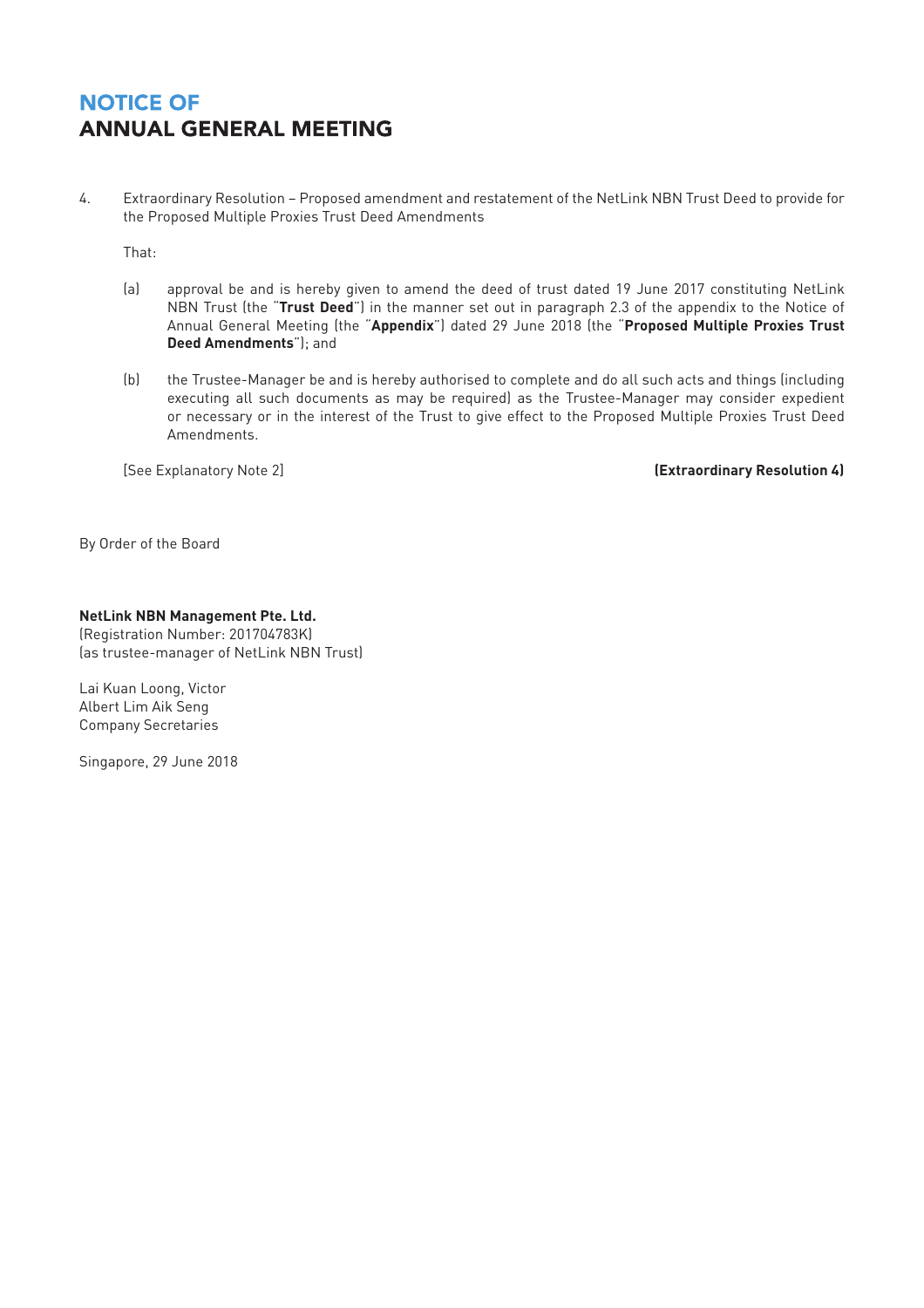# NOTICE OF ANNUAL GENERAL MEETING

4. Extraordinary Resolution – Proposed amendment and restatement of the NetLink NBN Trust Deed to provide for the Proposed Multiple Proxies Trust Deed Amendments

   That:

   (a) approval be and is hereby given to amend the deed of trust dated 19 June 2017 constituting NetLink NBN Trust (the "**Trust Deed**") in the manner set out in paragraph 2.3 of the appendix to the Notice of Annual General Meeting (the "**Appendix**") dated 29 June 2018 (the "**Proposed Multiple Proxies Trust Deed Amendments**"); and

   (b) the Trustee-Manager be and is hereby authorised to complete and do all such acts and things (including executing all such documents as may be required) as the Trustee-Manager may consider expedient or necessary or in the interest of the Trust to give effect to the Proposed Multiple Proxies Trust Deed Amendments.

   [See Explanatory Note 2] **(Extraordinary Resolution 4)**

By Order of the Board

**NetLink NBN Management Pte. Ltd.**
(Registration Number: 201704783K)
(as trustee-manager of NetLink NBN Trust)

Lai Kuan Loong, Victor
Albert Lim Aik Seng
Company Secretaries

Singapore, 29 June 2018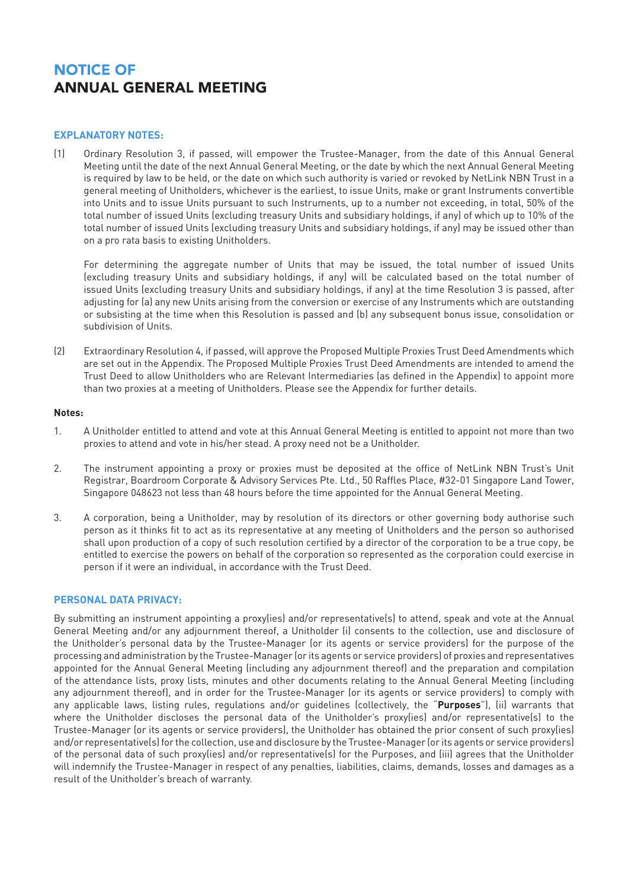# NOTICE OF ANNUAL GENERAL MEETING

### EXPLANATORY NOTES:

(1) Ordinary Resolution 3, if passed, will empower the Trustee-Manager, from the date of this Annual General Meeting until the date of the next Annual General Meeting, or the date by which the next Annual General Meeting is required by law to be held, or the date on which such authority is varied or revoked by NetLink NBN Trust in a general meeting of Unitholders, whichever is the earliest, to issue Units, make or grant Instruments convertible into Units and to issue Units pursuant to such Instruments, up to a number not exceeding, in total, 50% of the total number of issued Units (excluding treasury Units and subsidiary holdings, if any) of which up to 10% of the total number of issued Units (excluding treasury Units and subsidiary holdings, if any) may be issued other than on a pro rata basis to existing Unitholders.

For determining the aggregate number of Units that may be issued, the total number of issued Units (excluding treasury Units and subsidiary holdings, if any) will be calculated based on the total number of issued Units (excluding treasury Units and subsidiary holdings, if any) at the time Resolution 3 is passed, after adjusting for (a) any new Units arising from the conversion or exercise of any Instruments which are outstanding or subsisting at the time when this Resolution is passed and (b) any subsequent bonus issue, consolidation or subdivision of Units.

(2) Extraordinary Resolution 4, if passed, will approve the Proposed Multiple Proxies Trust Deed Amendments which are set out in the Appendix. The Proposed Multiple Proxies Trust Deed Amendments are intended to amend the Trust Deed to allow Unitholders who are Relevant Intermediaries (as defined in the Appendix) to appoint more than two proxies at a meeting of Unitholders. Please see the Appendix for further details.

**Notes:**

1. A Unitholder entitled to attend and vote at this Annual General Meeting is entitled to appoint not more than two proxies to attend and vote in his/her stead. A proxy need not be a Unitholder.

2. The instrument appointing a proxy or proxies must be deposited at the office of NetLink NBN Trust's Unit Registrar, Boardroom Corporate & Advisory Services Pte. Ltd., 50 Raffles Place, #32-01 Singapore Land Tower, Singapore 048623 not less than 48 hours before the time appointed for the Annual General Meeting.

3. A corporation, being a Unitholder, may by resolution of its directors or other governing body authorise such person as it thinks fit to act as its representative at any meeting of Unitholders and the person so authorised shall upon production of a copy of such resolution certified by a director of the corporation to be a true copy, be entitled to exercise the powers on behalf of the corporation so represented as the corporation could exercise in person if it were an individual, in accordance with the Trust Deed.

### PERSONAL DATA PRIVACY:

By submitting an instrument appointing a proxy(ies) and/or representative(s) to attend, speak and vote at the Annual General Meeting and/or any adjournment thereof, a Unitholder (i) consents to the collection, use and disclosure of the Unitholder's personal data by the Trustee-Manager (or its agents or service providers) for the purpose of the processing and administration by the Trustee-Manager (or its agents or service providers) of proxies and representatives appointed for the Annual General Meeting (including any adjournment thereof) and the preparation and compilation of the attendance lists, proxy lists, minutes and other documents relating to the Annual General Meeting (including any adjournment thereof), and in order for the Trustee-Manager (or its agents or service providers) to comply with any applicable laws, listing rules, regulations and/or guidelines (collectively, the "**Purposes**"), (ii) warrants that where the Unitholder discloses the personal data of the Unitholder's proxy(ies) and/or representative(s) to the Trustee-Manager (or its agents or service providers), the Unitholder has obtained the prior consent of such proxy(ies) and/or representative(s) for the collection, use and disclosure by the Trustee-Manager (or its agents or service providers) of the personal data of such proxy(ies) and/or representative(s) for the Purposes, and (iii) agrees that the Unitholder will indemnify the Trustee-Manager in respect of any penalties, liabilities, claims, demands, losses and damages as a result of the Unitholder's breach of warranty.